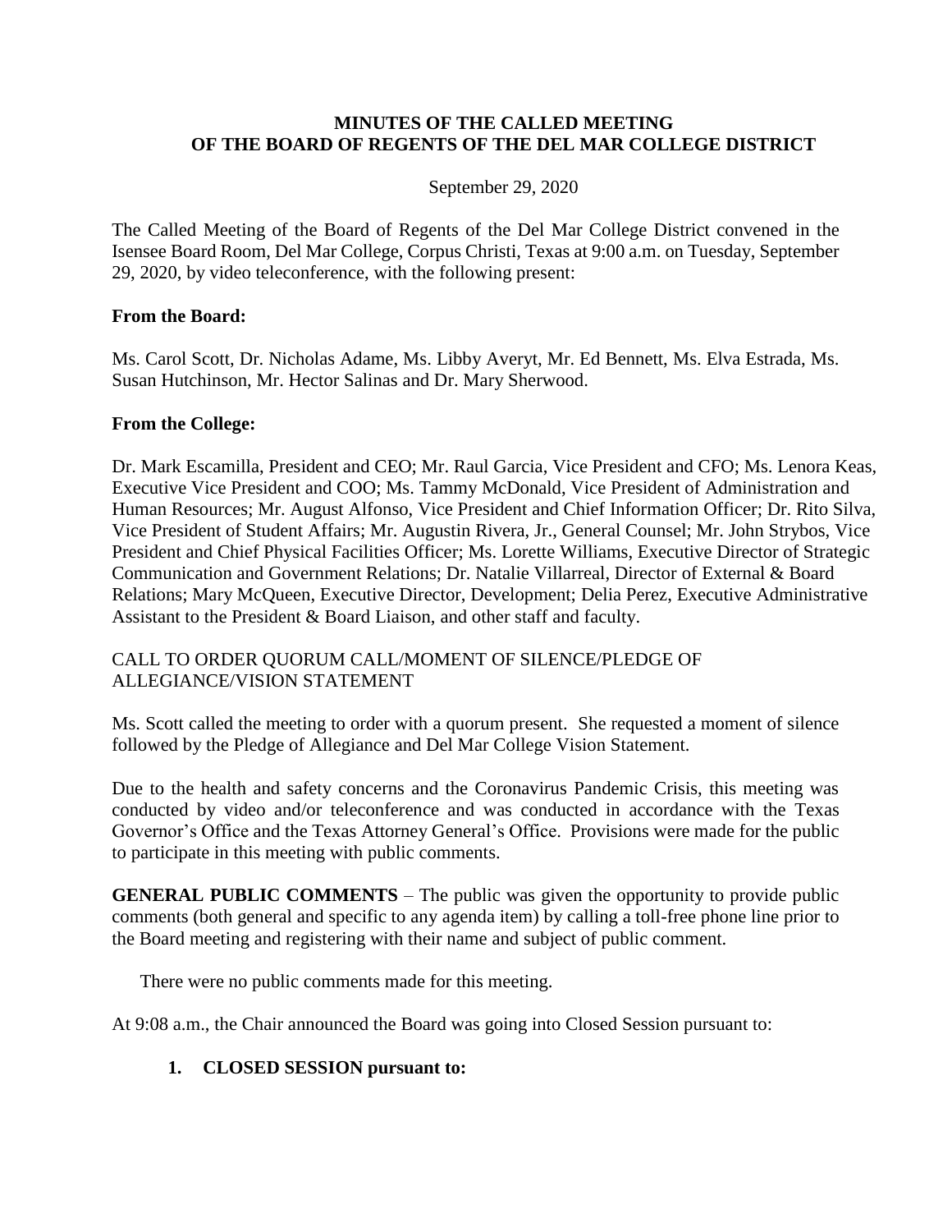# MINUTES OF THE CALLED MEETING
# OF THE BOARD OF REGENTS OF THE DEL MAR COLLEGE DISTRICT

September 29, 2020

The Called Meeting of the Board of Regents of the Del Mar College District convened in the Isensee Board Room, Del Mar College, Corpus Christi, Texas at 9:00 a.m. on Tuesday, September 29, 2020, by video teleconference, with the following present:

**From the Board:**

Ms. Carol Scott, Dr. Nicholas Adame, Ms. Libby Averyt, Mr. Ed Bennett, Ms. Elva Estrada, Ms. Susan Hutchinson, Mr. Hector Salinas and Dr. Mary Sherwood.

**From the College:**

Dr. Mark Escamilla, President and CEO; Mr. Raul Garcia, Vice President and CFO; Ms. Lenora Keas, Executive Vice President and COO; Ms. Tammy McDonald, Vice President of Administration and Human Resources; Mr. August Alfonso, Vice President and Chief Information Officer; Dr. Rito Silva, Vice President of Student Affairs; Mr. Augustin Rivera, Jr., General Counsel; Mr. John Strybos, Vice President and Chief Physical Facilities Officer; Ms. Lorette Williams, Executive Director of Strategic Communication and Government Relations; Dr. Natalie Villarreal, Director of External & Board Relations; Mary McQueen, Executive Director, Development; Delia Perez, Executive Administrative Assistant to the President & Board Liaison, and other staff and faculty.

CALL TO ORDER QUORUM CALL/MOMENT OF SILENCE/PLEDGE OF ALLEGIANCE/VISION STATEMENT

Ms. Scott called the meeting to order with a quorum present. She requested a moment of silence followed by the Pledge of Allegiance and Del Mar College Vision Statement.

Due to the health and safety concerns and the Coronavirus Pandemic Crisis, this meeting was conducted by video and/or teleconference and was conducted in accordance with the Texas Governor's Office and the Texas Attorney General's Office. Provisions were made for the public to participate in this meeting with public comments.

**GENERAL PUBLIC COMMENTS** – The public was given the opportunity to provide public comments (both general and specific to any agenda item) by calling a toll-free phone line prior to the Board meeting and registering with their name and subject of public comment.

There were no public comments made for this meeting.

At 9:08 a.m., the Chair announced the Board was going into Closed Session pursuant to:

1. **CLOSED SESSION pursuant to:**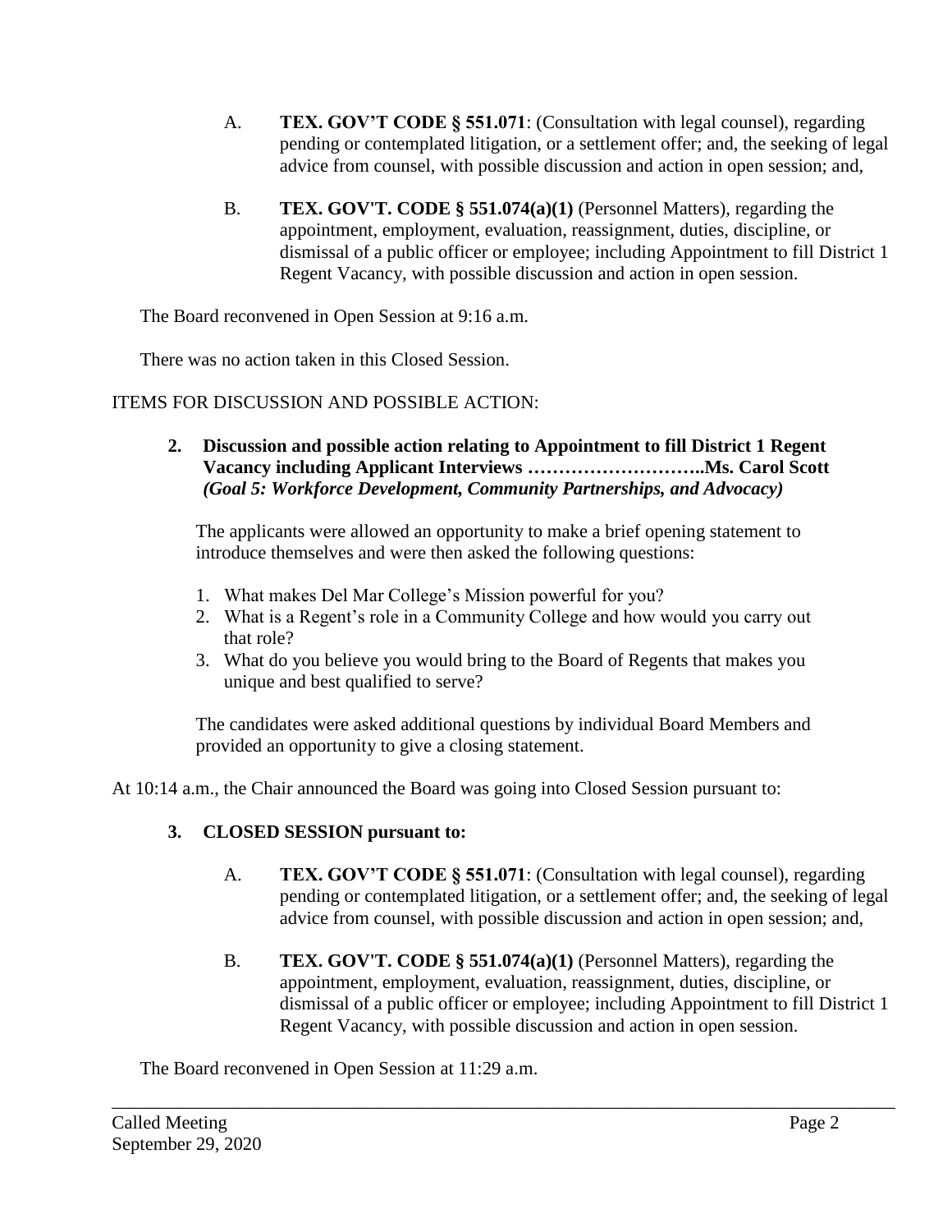A. **TEX. GOV'T CODE § 551.071**: (Consultation with legal counsel), regarding pending or contemplated litigation, or a settlement offer; and, the seeking of legal advice from counsel, with possible discussion and action in open session; and,

B. **TEX. GOV'T. CODE § 551.074(a)(1)** (Personnel Matters), regarding the appointment, employment, evaluation, reassignment, duties, discipline, or dismissal of a public officer or employee; including Appointment to fill District 1 Regent Vacancy, with possible discussion and action in open session.

The Board reconvened in Open Session at 9:16 a.m.

There was no action taken in this Closed Session.

ITEMS FOR DISCUSSION AND POSSIBLE ACTION:

**2. Discussion and possible action relating to Appointment to fill District 1 Regent Vacancy including Applicant Interviews ………………………..Ms. Carol Scott**
***(Goal 5: Workforce Development, Community Partnerships, and Advocacy)***

The applicants were allowed an opportunity to make a brief opening statement to introduce themselves and were then asked the following questions:

1. What makes Del Mar College's Mission powerful for you?
2. What is a Regent's role in a Community College and how would you carry out that role?
3. What do you believe you would bring to the Board of Regents that makes you unique and best qualified to serve?

The candidates were asked additional questions by individual Board Members and provided an opportunity to give a closing statement.

At 10:14 a.m., the Chair announced the Board was going into Closed Session pursuant to:

**3. CLOSED SESSION pursuant to:**

A. **TEX. GOV'T CODE § 551.071**: (Consultation with legal counsel), regarding pending or contemplated litigation, or a settlement offer; and, the seeking of legal advice from counsel, with possible discussion and action in open session; and,

B. **TEX. GOV'T. CODE § 551.074(a)(1)** (Personnel Matters), regarding the appointment, employment, evaluation, reassignment, duties, discipline, or dismissal of a public officer or employee; including Appointment to fill District 1 Regent Vacancy, with possible discussion and action in open session.

The Board reconvened in Open Session at 11:29 a.m.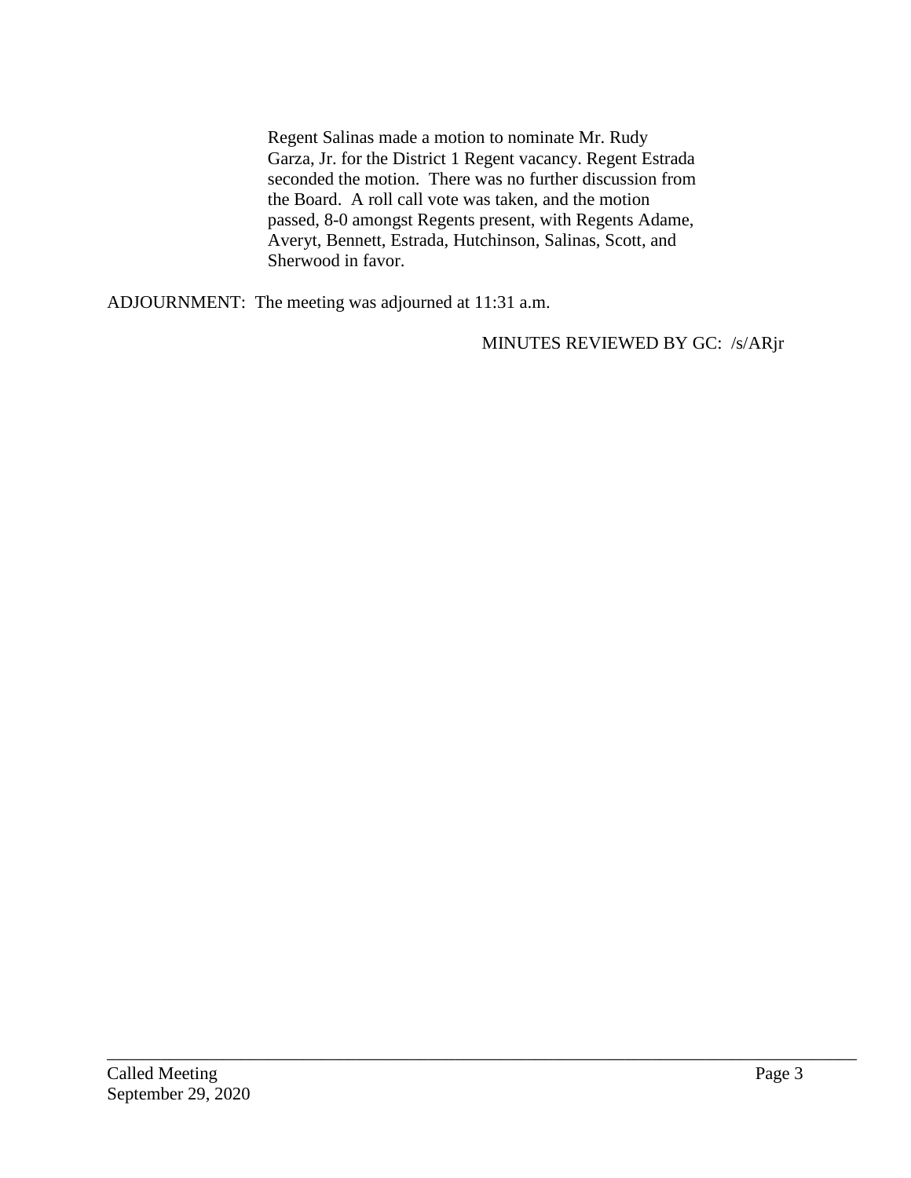Regent Salinas made a motion to nominate Mr. Rudy Garza, Jr. for the District 1 Regent vacancy. Regent Estrada seconded the motion. There was no further discussion from the Board. A roll call vote was taken, and the motion passed, 8-0 amongst Regents present, with Regents Adame, Averyt, Bennett, Estrada, Hutchinson, Salinas, Scott, and Sherwood in favor.

ADJOURNMENT: The meeting was adjourned at 11:31 a.m.

MINUTES REVIEWED BY GC: /s/ARjr